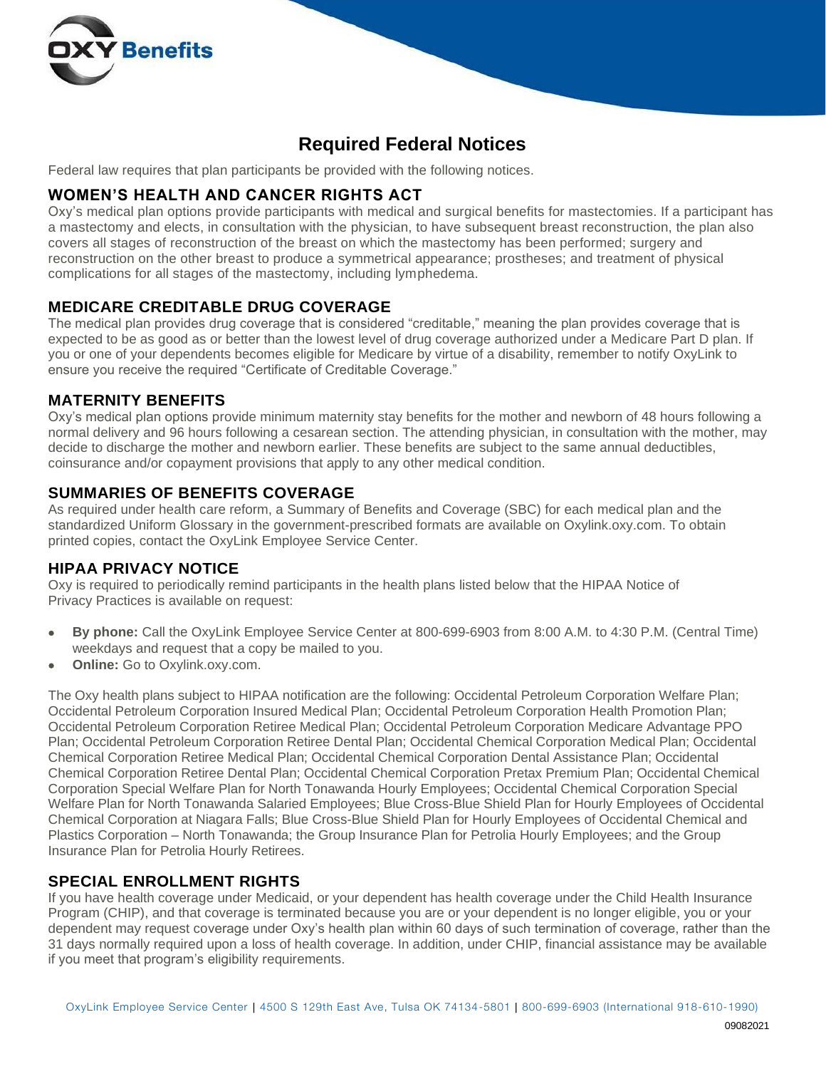# Required Federal Notices

Federal law requires that plan participants be provided with the following notices.

## WOMEN'S HEALTH AND CANCER RIGHTS ACT

Oxy's medical plan options provide participants with medical and surgical benefits for mastectomies. If a participant has a mastectomy and elects, in consultation with the physician, to have subsequent breast reconstruction, the plan also covers all stages of reconstruction of the breast on which the mastectomy has been performed; surgery and reconstruction on the other breast to produce a symmetrical appearance; prostheses; and treatment of physical complications for all stages of the mastectomy, including lymphedema.

## MEDICARE CREDITABLE DRUG COVERAGE

The medical plan provides drug coverage that is considered "creditable," meaning the plan provides coverage that is expected to be as good as or better than the lowest level of drug coverage authorized under a Medicare Part D plan. If you or one of your dependents becomes eligible for Medicare by virtue of a disability, remember to notify OxyLink to ensure you receive the required "Certificate of Creditable Coverage."

## MATERNITY BENEFITS

Oxy's medical plan options provide minimum maternity stay benefits for the mother and newborn of 48 hours following a normal delivery and 96 hours following a cesarean section. The attending physician, in consultation with the mother, may decide to discharge the mother and newborn earlier. These benefits are subject to the same annual deductibles, coinsurance and/or copayment provisions that apply to any other medical condition.

## SUMMARIES OF BENEFITS COVERAGE

As required under health care reform, a Summary of Benefits and Coverage (SBC) for each medical plan and the standardized Uniform Glossary in the government-prescribed formats are available on Oxylink.oxy.com. To obtain printed copies, contact the OxyLink Employee Service Center.

## HIPAA PRIVACY NOTICE

Oxy is required to periodically remind participants in the health plans listed below that the HIPAA Notice of Privacy Practices is available on request:

- **By phone:** Call the OxyLink Employee Service Center at 800-699-6903 from 8:00 A.M. to 4:30 P.M. (Central Time) weekdays and request that a copy be mailed to you.
- **Online:** Go to Oxylink.oxy.com.

The Oxy health plans subject to HIPAA notification are the following: Occidental Petroleum Corporation Welfare Plan; Occidental Petroleum Corporation Insured Medical Plan; Occidental Petroleum Corporation Health Promotion Plan; Occidental Petroleum Corporation Retiree Medical Plan; Occidental Petroleum Corporation Medicare Advantage PPO Plan; Occidental Petroleum Corporation Retiree Dental Plan; Occidental Chemical Corporation Medical Plan; Occidental Chemical Corporation Retiree Medical Plan; Occidental Chemical Corporation Dental Assistance Plan; Occidental Chemical Corporation Retiree Dental Plan; Occidental Chemical Corporation Pretax Premium Plan; Occidental Chemical Corporation Special Welfare Plan for North Tonawanda Hourly Employees; Occidental Chemical Corporation Special Welfare Plan for North Tonawanda Salaried Employees; Blue Cross-Blue Shield Plan for Hourly Employees of Occidental Chemical Corporation at Niagara Falls; Blue Cross-Blue Shield Plan for Hourly Employees of Occidental Chemical and Plastics Corporation – North Tonawanda; the Group Insurance Plan for Petrolia Hourly Employees; and the Group Insurance Plan for Petrolia Hourly Retirees.

## SPECIAL ENROLLMENT RIGHTS

If you have health coverage under Medicaid, or your dependent has health coverage under the Child Health Insurance Program (CHIP), and that coverage is terminated because you are or your dependent is no longer eligible, you or your dependent may request coverage under Oxy's health plan within 60 days of such termination of coverage, rather than the 31 days normally required upon a loss of health coverage. In addition, under CHIP, financial assistance may be available if you meet that program's eligibility requirements.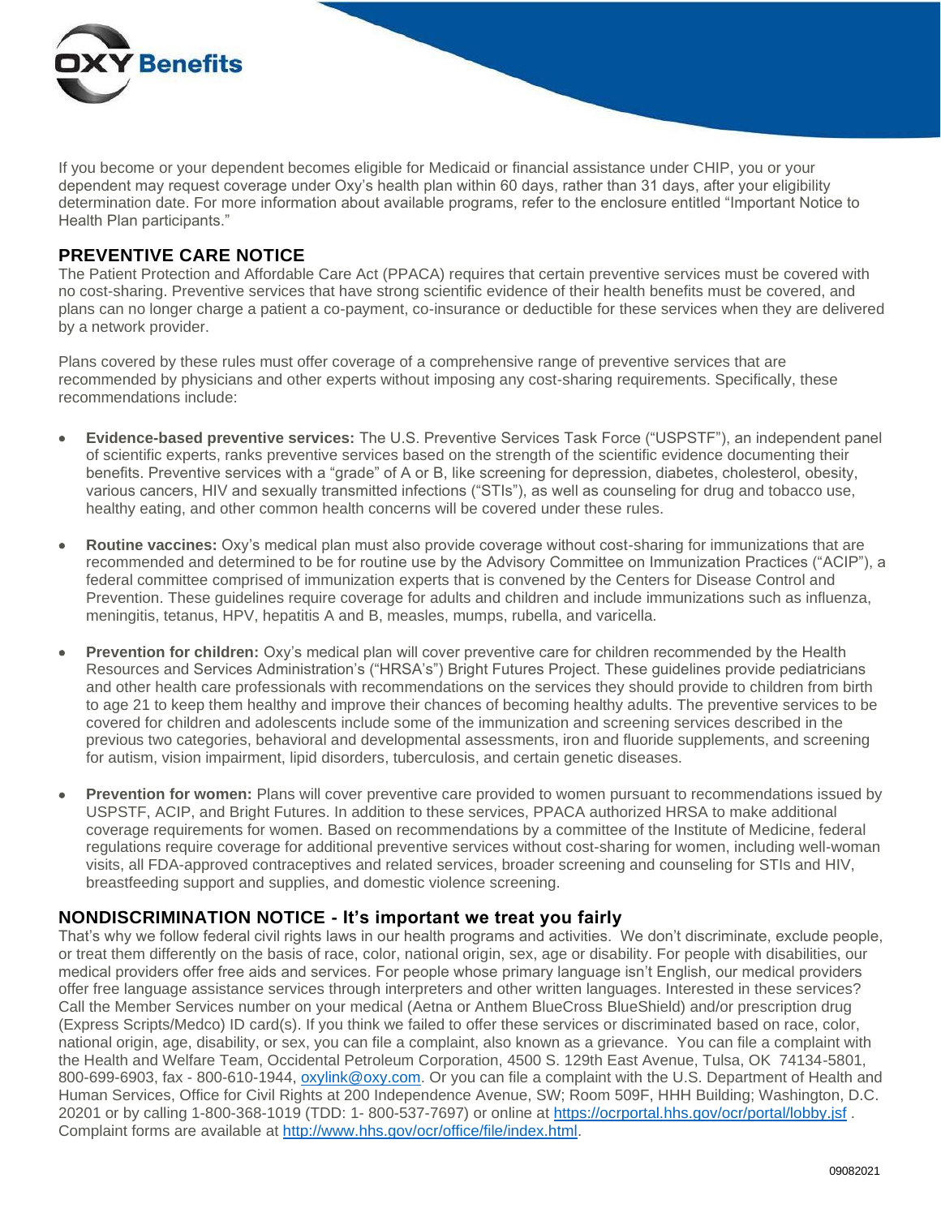If you become or your dependent becomes eligible for Medicaid or financial assistance under CHIP, you or your dependent may request coverage under Oxy's health plan within 60 days, rather than 31 days, after your eligibility determination date. For more information about available programs, refer to the enclosure entitled "Important Notice to Health Plan participants."

## PREVENTIVE CARE NOTICE

The Patient Protection and Affordable Care Act (PPACA) requires that certain preventive services must be covered with no cost-sharing. Preventive services that have strong scientific evidence of their health benefits must be covered, and plans can no longer charge a patient a co-payment, co-insurance or deductible for these services when they are delivered by a network provider.

Plans covered by these rules must offer coverage of a comprehensive range of preventive services that are recommended by physicians and other experts without imposing any cost-sharing requirements. Specifically, these recommendations include:

- **Evidence-based preventive services:** The U.S. Preventive Services Task Force ("USPSTF"), an independent panel of scientific experts, ranks preventive services based on the strength of the scientific evidence documenting their benefits. Preventive services with a "grade" of A or B, like screening for depression, diabetes, cholesterol, obesity, various cancers, HIV and sexually transmitted infections ("STIs"), as well as counseling for drug and tobacco use, healthy eating, and other common health concerns will be covered under these rules.

- **Routine vaccines:** Oxy's medical plan must also provide coverage without cost-sharing for immunizations that are recommended and determined to be for routine use by the Advisory Committee on Immunization Practices ("ACIP"), a federal committee comprised of immunization experts that is convened by the Centers for Disease Control and Prevention. These guidelines require coverage for adults and children and include immunizations such as influenza, meningitis, tetanus, HPV, hepatitis A and B, measles, mumps, rubella, and varicella.

- **Prevention for children:** Oxy's medical plan will cover preventive care for children recommended by the Health Resources and Services Administration's ("HRSA's") Bright Futures Project. These guidelines provide pediatricians and other health care professionals with recommendations on the services they should provide to children from birth to age 21 to keep them healthy and improve their chances of becoming healthy adults. The preventive services to be covered for children and adolescents include some of the immunization and screening services described in the previous two categories, behavioral and developmental assessments, iron and fluoride supplements, and screening for autism, vision impairment, lipid disorders, tuberculosis, and certain genetic diseases.

- **Prevention for women:** Plans will cover preventive care provided to women pursuant to recommendations issued by USPSTF, ACIP, and Bright Futures. In addition to these services, PPACA authorized HRSA to make additional coverage requirements for women. Based on recommendations by a committee of the Institute of Medicine, federal regulations require coverage for additional preventive services without cost-sharing for women, including well-woman visits, all FDA-approved contraceptives and related services, broader screening and counseling for STIs and HIV, breastfeeding support and supplies, and domestic violence screening.

## NONDISCRIMINATION NOTICE - It's important we treat you fairly

That's why we follow federal civil rights laws in our health programs and activities. We don't discriminate, exclude people, or treat them differently on the basis of race, color, national origin, sex, age or disability. For people with disabilities, our medical providers offer free aids and services. For people whose primary language isn't English, our medical providers offer free language assistance services through interpreters and other written languages. Interested in these services? Call the Member Services number on your medical (Aetna or Anthem BlueCross BlueShield) and/or prescription drug (Express Scripts/Medco) ID card(s). If you think we failed to offer these services or discriminated based on race, color, national origin, age, disability, or sex, you can file a complaint, also known as a grievance. You can file a complaint with the Health and Welfare Team, Occidental Petroleum Corporation, 4500 S. 129th East Avenue, Tulsa, OK 74134-5801, 800-699-6903, fax - 800-610-1944, oxylink@oxy.com. Or you can file a complaint with the U.S. Department of Health and Human Services, Office for Civil Rights at 200 Independence Avenue, SW; Room 509F, HHH Building; Washington, D.C. 20201 or by calling 1-800-368-1019 (TDD: 1- 800-537-7697) or online at https://ocrportal.hhs.gov/ocr/portal/lobby.jsf . Complaint forms are available at http://www.hhs.gov/ocr/office/file/index.html.

09082021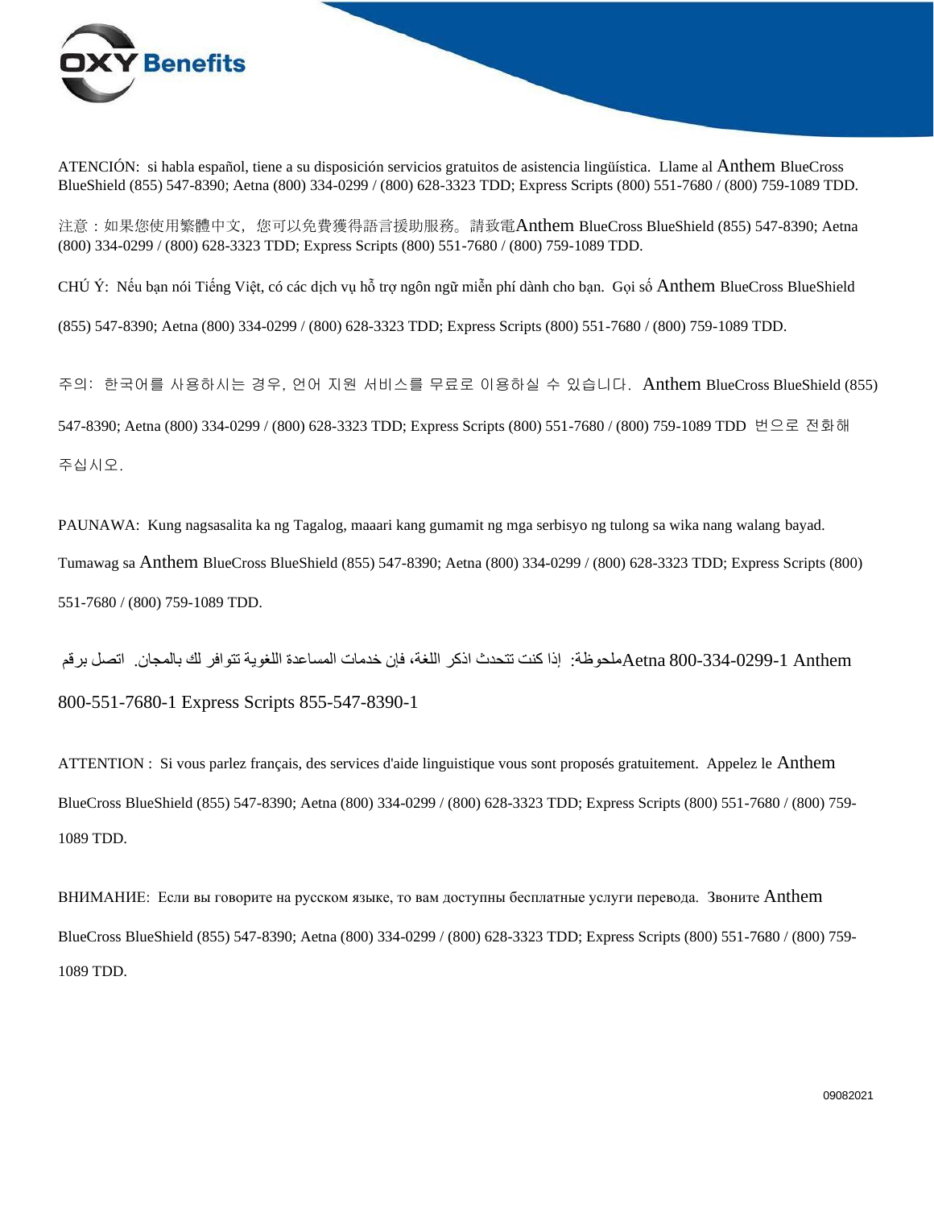OXY Benefits

ATENCIÓN: si habla español, tiene a su disposición servicios gratuitos de asistencia lingüística. Llame al Anthem BlueCross BlueShield (855) 547-8390; Aetna (800) 334-0299 / (800) 628-3323 TDD; Express Scripts (800) 551-7680 / (800) 759-1089 TDD.

注意：如果您使用繁體中文，您可以免費獲得語言援助服務。請致電Anthem BlueCross BlueShield (855) 547-8390; Aetna (800) 334-0299 / (800) 628-3323 TDD; Express Scripts (800) 551-7680 / (800) 759-1089 TDD.

CHÚ Ý: Nếu bạn nói Tiếng Việt, có các dịch vụ hỗ trợ ngôn ngữ miễn phí dành cho bạn. Gọi số Anthem BlueCross BlueShield (855) 547-8390; Aetna (800) 334-0299 / (800) 628-3323 TDD; Express Scripts (800) 551-7680 / (800) 759-1089 TDD.

주의: 한국어를 사용하시는 경우, 언어 지원 서비스를 무료로 이용하실 수 있습니다. Anthem BlueCross BlueShield (855) 547-8390; Aetna (800) 334-0299 / (800) 628-3323 TDD; Express Scripts (800) 551-7680 / (800) 759-1089 TDD 번으로 전화해 주십시오.

PAUNAWA: Kung nagsasalita ka ng Tagalog, maaari kang gumamit ng mga serbisyo ng tulong sa wika nang walang bayad. Tumawag sa Anthem BlueCross BlueShield (855) 547-8390; Aetna (800) 334-0299 / (800) 628-3323 TDD; Express Scripts (800) 551-7680 / (800) 759-1089 TDD.

ملحوظة: إذا كنت تتحدث اذكر اللغة، فإن خدمات المساعدة اللغوية تتوافر لك بالمجان. اتصل برقم Aetna 800-334-0299-1 Anthem 800-551-7680-1 Express Scripts 855-547-8390-1

ATTENTION : Si vous parlez français, des services d'aide linguistique vous sont proposés gratuitement. Appelez le Anthem BlueCross BlueShield (855) 547-8390; Aetna (800) 334-0299 / (800) 628-3323 TDD; Express Scripts (800) 551-7680 / (800) 759-1089 TDD.

ВНИМАНИЕ: Если вы говорите на русском языке, то вам доступны бесплатные услуги перевода. Звоните Anthem BlueCross BlueShield (855) 547-8390; Aetna (800) 334-0299 / (800) 628-3323 TDD; Express Scripts (800) 551-7680 / (800) 759-1089 TDD.

09082021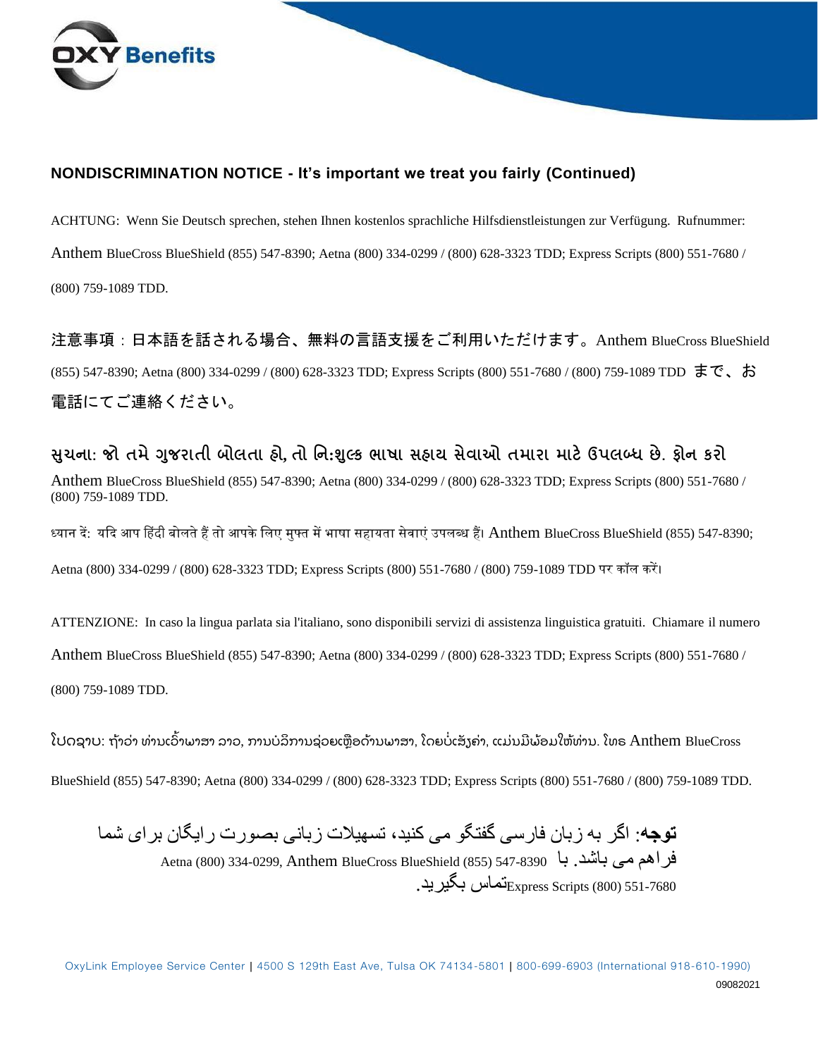## NONDISCRIMINATION NOTICE - It's important we treat you fairly (Continued)

ACHTUNG: Wenn Sie Deutsch sprechen, stehen Ihnen kostenlos sprachliche Hilfsdienstleistungen zur Verfügung. Rufnummer: Anthem BlueCross BlueShield (855) 547-8390; Aetna (800) 334-0299 / (800) 628-3323 TDD; Express Scripts (800) 551-7680 / (800) 759-1089 TDD.

注意事項：日本語を話される場合、無料の言語支援をご利用いただけます。Anthem BlueCross BlueShield (855) 547-8390; Aetna (800) 334-0299 / (800) 628-3323 TDD; Express Scripts (800) 551-7680 / (800) 759-1089 TDD まで、お電話にてご連絡ください。

સુચના: જો તમે ગુજરાતી બોલતા હો, તો નિ:શુલ્ક ભાષા સહાય સેવાઓ તમારા માટે ઉપલબ્ધ છે. ફોન કરો Anthem BlueCross BlueShield (855) 547-8390; Aetna (800) 334-0299 / (800) 628-3323 TDD; Express Scripts (800) 551-7680 / (800) 759-1089 TDD.

ध्यान दें: यदि आप हिंदी बोलते हैं तो आपके लिए मुफ्त में भाषा सहायता सेवाएं उपलब्ध हैं। Anthem BlueCross BlueShield (855) 547-8390; Aetna (800) 334-0299 / (800) 628-3323 TDD; Express Scripts (800) 551-7680 / (800) 759-1089 TDD पर कॉल करें।

ATTENZIONE: In caso la lingua parlata sia l'italiano, sono disponibili servizi di assistenza linguistica gratuiti. Chiamare il numero Anthem BlueCross BlueShield (855) 547-8390; Aetna (800) 334-0299 / (800) 628-3323 TDD; Express Scripts (800) 551-7680 / (800) 759-1089 TDD.

ໂປດຊາບ: ຖ້າວ່າ ທ່ານເວົ້າພາສາ ລາວ, ການບໍລິການຊ່ວຍເຫຼືອດ້ານພາສາ, ໂດຍບໍ່ເສັງຄ່າ, ແມ່ນມີພ້ອມໃຫ້ທ່ານ. ໂທຣ Anthem BlueCross BlueShield (855) 547-8390; Aetna (800) 334-0299 / (800) 628-3323 TDD; Express Scripts (800) 551-7680 / (800) 759-1089 TDD.

**توجه**: اگر به زبان فارسی گفتگو می کنید، تسهیلات زبانی بصورت رایگان برای شما فراهم می باشد. با Aetna (800) 334-0299, Anthem BlueCross BlueShield (855) 547-8390 Express Scripts (800) 551-7680 تماس بگیرید.

OxyLink Employee Service Center | 4500 S 129th East Ave, Tulsa OK 74134-5801 | 800-699-6903 (International 918-610-1990)

09082021